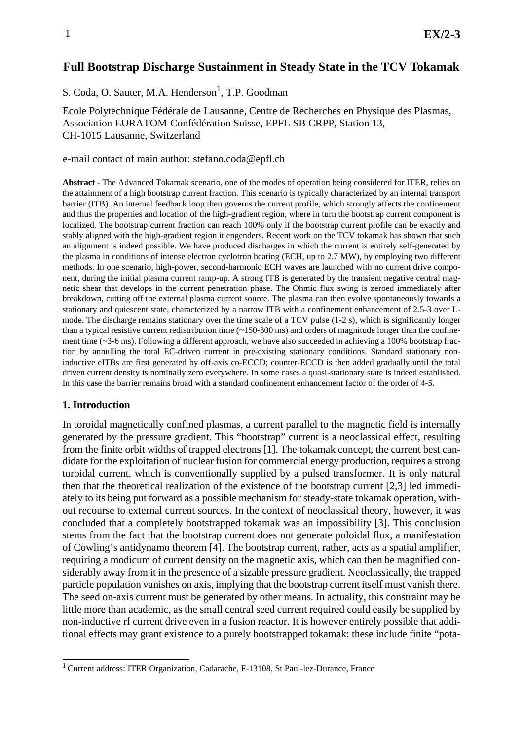# Full Bootstrap Discharge Sustainment in Steady State in the TCV Tokamak

S. Coda, O. Sauter, M.A. Henderson[1], T.P. Goodman

Ecole Polytechnique Fédérale de Lausanne, Centre de Recherches en Physique des Plasmas, Association EURATOM-Confédération Suisse, EPFL SB CRPP, Station 13, CH-1015 Lausanne, Switzerland

e-mail contact of main author: stefano.coda@epfl.ch

**Abstract** - The Advanced Tokamak scenario, one of the modes of operation being considered for ITER, relies on the attainment of a high bootstrap current fraction. This scenario is typically characterized by an internal transport barrier (ITB). An internal feedback loop then governs the current profile, which strongly affects the confinement and thus the properties and location of the high-gradient region, where in turn the bootstrap current component is localized. The bootstrap current fraction can reach 100% only if the bootstrap current profile can be exactly and stably aligned with the high-gradient region it engenders. Recent work on the TCV tokamak has shown that such an alignment is indeed possible. We have produced discharges in which the current is entirely self-generated by the plasma in conditions of intense electron cyclotron heating (ECH, up to 2.7 MW), by employing two different methods. In one scenario, high-power, second-harmonic ECH waves are launched with no current drive component, during the initial plasma current ramp-up. A strong ITB is generated by the transient negative central magnetic shear that develops in the current penetration phase. The Ohmic flux swing is zeroed immediately after breakdown, cutting off the external plasma current source. The plasma can then evolve spontaneously towards a stationary and quiescent state, characterized by a narrow ITB with a confinement enhancement of 2.5-3 over L-mode. The discharge remains stationary over the time scale of a TCV pulse (1-2 s), which is significantly longer than a typical resistive current redistribution time (~150-300 ms) and orders of magnitude longer than the confinement time (~3-6 ms). Following a different approach, we have also succeeded in achieving a 100% bootstrap fraction by annulling the total EC-driven current in pre-existing stationary conditions. Standard stationary non-inductive eITBs are first generated by off-axis co-ECCD; counter-ECCD is then added gradually until the total driven current density is nominally zero everywhere. In some cases a quasi-stationary state is indeed established. In this case the barrier remains broad with a standard confinement enhancement factor of the order of 4-5.

## 1. Introduction

In toroidal magnetically confined plasmas, a current parallel to the magnetic field is internally generated by the pressure gradient. This "bootstrap" current is a neoclassical effect, resulting from the finite orbit widths of trapped electrons [1]. The tokamak concept, the current best candidate for the exploitation of nuclear fusion for commercial energy production, requires a strong toroidal current, which is conventionally supplied by a pulsed transformer. It is only natural then that the theoretical realization of the existence of the bootstrap current [2,3] led immediately to its being put forward as a possible mechanism for steady-state tokamak operation, without recourse to external current sources. In the context of neoclassical theory, however, it was concluded that a completely bootstrapped tokamak was an impossibility [3]. This conclusion stems from the fact that the bootstrap current does not generate poloidal flux, a manifestation of Cowling's antidynamo theorem [4]. The bootstrap current, rather, acts as a spatial amplifier, requiring a modicum of current density on the magnetic axis, which can then be magnified considerably away from it in the presence of a sizable pressure gradient. Neoclassically, the trapped particle population vanishes on axis, implying that the bootstrap current itself must vanish there. The seed on-axis current must be generated by other means. In actuality, this constraint may be little more than academic, as the small central seed current required could easily be supplied by non-inductive rf current drive even in a fusion reactor. It is however entirely possible that additional effects may grant existence to a purely bootstrapped tokamak: these include finite "pota-

[1] Current address: ITER Organization, Cadarache, F-13108, St Paul-lez-Durance, France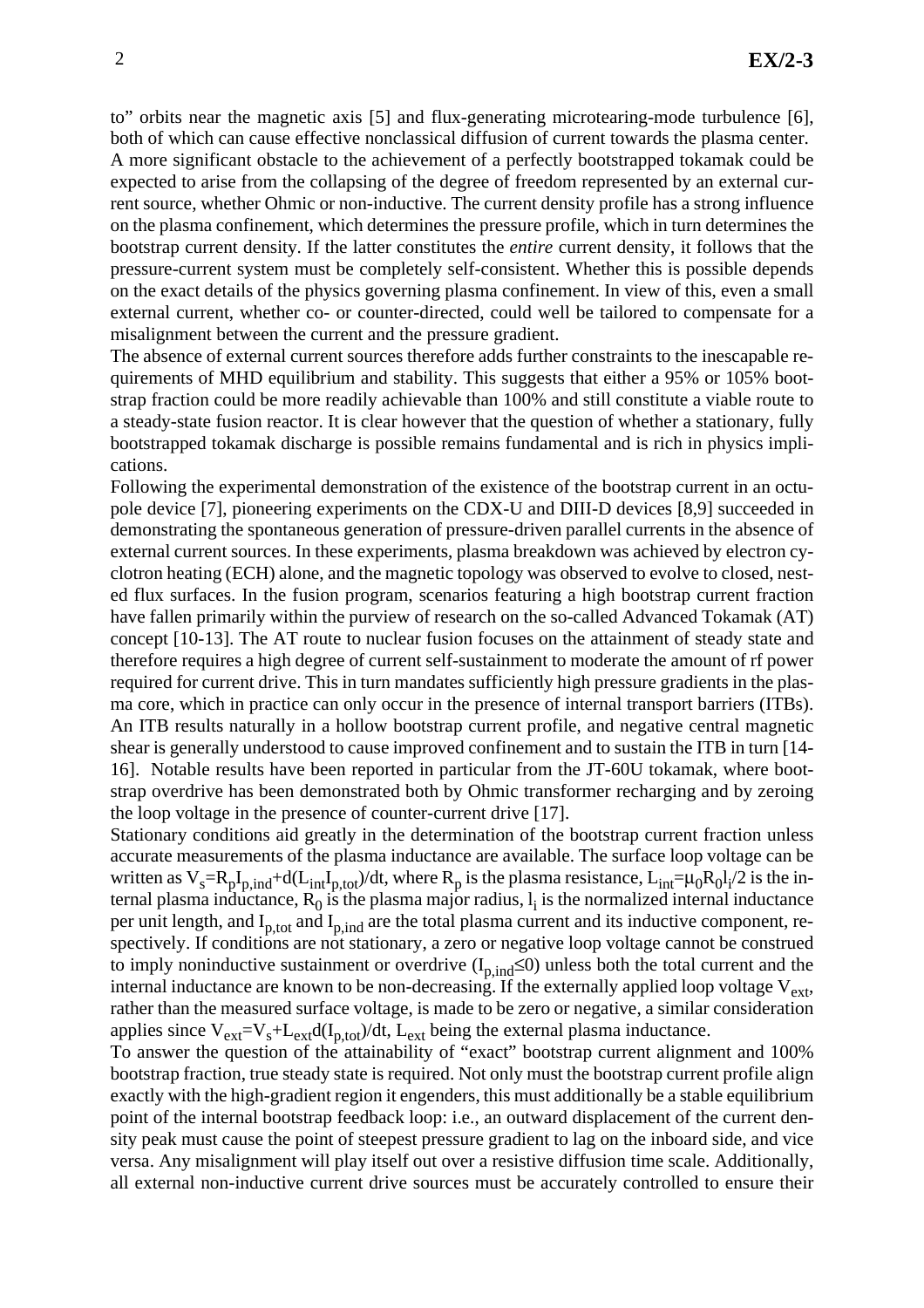to" orbits near the magnetic axis [5] and flux-generating microtearing-mode turbulence [6], both of which can cause effective nonclassical diffusion of current towards the plasma center.

A more significant obstacle to the achievement of a perfectly bootstrapped tokamak could be expected to arise from the collapsing of the degree of freedom represented by an external current source, whether Ohmic or non-inductive. The current density profile has a strong influence on the plasma confinement, which determines the pressure profile, which in turn determines the bootstrap current density. If the latter constitutes the *entire* current density, it follows that the pressure-current system must be completely self-consistent. Whether this is possible depends on the exact details of the physics governing plasma confinement. In view of this, even a small external current, whether co- or counter-directed, could well be tailored to compensate for a misalignment between the current and the pressure gradient.

The absence of external current sources therefore adds further constraints to the inescapable requirements of MHD equilibrium and stability. This suggests that either a 95% or 105% bootstrap fraction could be more readily achievable than 100% and still constitute a viable route to a steady-state fusion reactor. It is clear however that the question of whether a stationary, fully bootstrapped tokamak discharge is possible remains fundamental and is rich in physics implications.

Following the experimental demonstration of the existence of the bootstrap current in an octupole device [7], pioneering experiments on the CDX-U and DIII-D devices [8,9] succeeded in demonstrating the spontaneous generation of pressure-driven parallel currents in the absence of external current sources. In these experiments, plasma breakdown was achieved by electron cyclotron heating (ECH) alone, and the magnetic topology was observed to evolve to closed, nested flux surfaces. In the fusion program, scenarios featuring a high bootstrap current fraction have fallen primarily within the purview of research on the so-called Advanced Tokamak (AT) concept [10-13]. The AT route to nuclear fusion focuses on the attainment of steady state and therefore requires a high degree of current self-sustainment to moderate the amount of rf power required for current drive. This in turn mandates sufficiently high pressure gradients in the plasma core, which in practice can only occur in the presence of internal transport barriers (ITBs). An ITB results naturally in a hollow bootstrap current profile, and negative central magnetic shear is generally understood to cause improved confinement and to sustain the ITB in turn [14-16]. Notable results have been reported in particular from the JT-60U tokamak, where bootstrap overdrive has been demonstrated both by Ohmic transformer recharging and by zeroing the loop voltage in the presence of counter-current drive [17].

Stationary conditions aid greatly in the determination of the bootstrap current fraction unless accurate measurements of the plasma inductance are available. The surface loop voltage can be written as $V_s=R_pI_{p,ind}+d(L_{int}I_{p,tot})/dt$, where $R_p$ is the plasma resistance, $L_{int}=\mu_0R_0l_i/2$ is the internal plasma inductance, $R_0$ is the plasma major radius, $l_i$ is the normalized internal inductance per unit length, and $I_{p,tot}$ and $I_{p,ind}$ are the total plasma current and its inductive component, respectively. If conditions are not stationary, a zero or negative loop voltage cannot be construed to imply noninductive sustainment or overdrive ($I_{p,ind}\leq 0$) unless both the total current and the internal inductance are known to be non-decreasing. If the externally applied loop voltage $V_{ext}$, rather than the measured surface voltage, is made to be zero or negative, a similar consideration applies since $V_{ext}=V_s+L_{ext}d(I_{p,tot})/dt$, $L_{ext}$ being the external plasma inductance.

To answer the question of the attainability of "exact" bootstrap current alignment and 100% bootstrap fraction, true steady state is required. Not only must the bootstrap current profile align exactly with the high-gradient region it engenders, this must additionally be a stable equilibrium point of the internal bootstrap feedback loop: i.e., an outward displacement of the current density peak must cause the point of steepest pressure gradient to lag on the inboard side, and vice versa. Any misalignment will play itself out over a resistive diffusion time scale. Additionally, all external non-inductive current drive sources must be accurately controlled to ensure their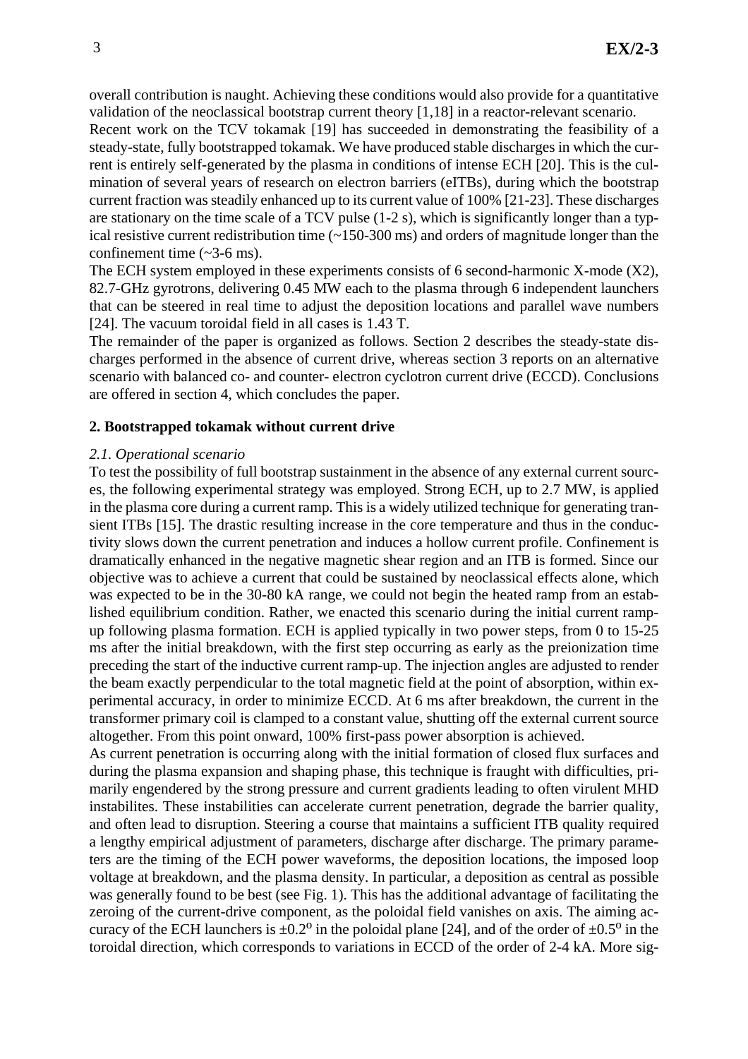overall contribution is naught. Achieving these conditions would also provide for a quantitative validation of the neoclassical bootstrap current theory [1,18] in a reactor-relevant scenario.

Recent work on the TCV tokamak [19] has succeeded in demonstrating the feasibility of a steady-state, fully bootstrapped tokamak. We have produced stable discharges in which the current is entirely self-generated by the plasma in conditions of intense ECH [20]. This is the culmination of several years of research on electron barriers (eITBs), during which the bootstrap current fraction was steadily enhanced up to its current value of 100% [21-23]. These discharges are stationary on the time scale of a TCV pulse (1-2 s), which is significantly longer than a typical resistive current redistribution time (~150-300 ms) and orders of magnitude longer than the confinement time (~3-6 ms).

The ECH system employed in these experiments consists of 6 second-harmonic X-mode (X2), 82.7-GHz gyrotrons, delivering 0.45 MW each to the plasma through 6 independent launchers that can be steered in real time to adjust the deposition locations and parallel wave numbers [24]. The vacuum toroidal field in all cases is 1.43 T.

The remainder of the paper is organized as follows. Section 2 describes the steady-state discharges performed in the absence of current drive, whereas section 3 reports on an alternative scenario with balanced co- and counter- electron cyclotron current drive (ECCD). Conclusions are offered in section 4, which concludes the paper.

## 2. Bootstrapped tokamak without current drive

### *2.1. Operational scenario*

To test the possibility of full bootstrap sustainment in the absence of any external current sources, the following experimental strategy was employed. Strong ECH, up to 2.7 MW, is applied in the plasma core during a current ramp. This is a widely utilized technique for generating transient ITBs [15]. The drastic resulting increase in the core temperature and thus in the conductivity slows down the current penetration and induces a hollow current profile. Confinement is dramatically enhanced in the negative magnetic shear region and an ITB is formed. Since our objective was to achieve a current that could be sustained by neoclassical effects alone, which was expected to be in the 30-80 kA range, we could not begin the heated ramp from an established equilibrium condition. Rather, we enacted this scenario during the initial current ramp-up following plasma formation. ECH is applied typically in two power steps, from 0 to 15-25 ms after the initial breakdown, with the first step occurring as early as the preionization time preceding the start of the inductive current ramp-up. The injection angles are adjusted to render the beam exactly perpendicular to the total magnetic field at the point of absorption, within experimental accuracy, in order to minimize ECCD. At 6 ms after breakdown, the current in the transformer primary coil is clamped to a constant value, shutting off the external current source altogether. From this point onward, 100% first-pass power absorption is achieved.

As current penetration is occurring along with the initial formation of closed flux surfaces and during the plasma expansion and shaping phase, this technique is fraught with difficulties, primarily engendered by the strong pressure and current gradients leading to often virulent MHD instabilites. These instabilities can accelerate current penetration, degrade the barrier quality, and often lead to disruption. Steering a course that maintains a sufficient ITB quality required a lengthy empirical adjustment of parameters, discharge after discharge. The primary parameters are the timing of the ECH power waveforms, the deposition locations, the imposed loop voltage at breakdown, and the plasma density. In particular, a deposition as central as possible was generally found to be best (see Fig. 1). This has the additional advantage of facilitating the zeroing of the current-drive component, as the poloidal field vanishes on axis. The aiming accuracy of the ECH launchers is $\pm 0.2^{\circ}$ in the poloidal plane [24], and of the order of $\pm 0.5^{\circ}$ in the toroidal direction, which corresponds to variations in ECCD of the order of 2-4 kA. More sig-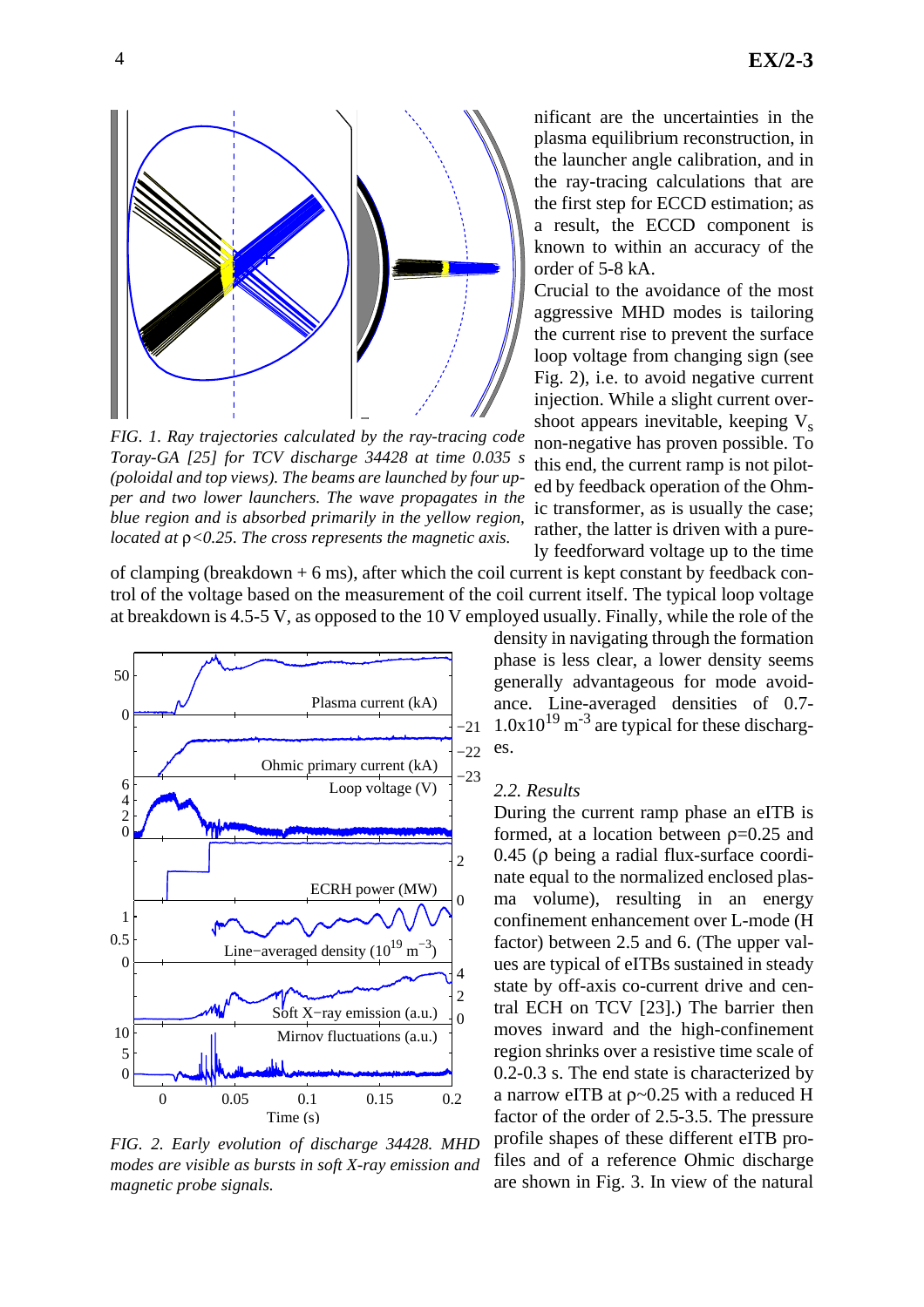nificant are the uncertainties in the plasma equilibrium reconstruction, in the launcher angle calibration, and in the ray-tracing calculations that are the first step for ECCD estimation; as a result, the ECCD component is known to within an accuracy of the order of 5-8 kA.

*FIG. 1. Ray trajectories calculated by the ray-tracing code Toray-GA [25] for TCV discharge 34428 at time 0.035 s (poloidal and top views). The beams are launched by four upper and two lower launchers. The wave propagates in the blue region and is absorbed primarily in the yellow region, located at ρ<0.25. The cross represents the magnetic axis.*

Crucial to the avoidance of the most aggressive MHD modes is tailoring the current rise to prevent the surface loop voltage from changing sign (see Fig. 2), i.e. to avoid negative current injection. While a slight current overshoot appears inevitable, keeping $V_s$ non-negative has proven possible. To this end, the current ramp is not piloted by feedback operation of the Ohmic transformer, as is usually the case; rather, the latter is driven with a purely feedforward voltage up to the time of clamping (breakdown + 6 ms), after which the coil current is kept constant by feedback control of the voltage based on the measurement of the coil current itself. The typical loop voltage at breakdown is 4.5-5 V, as opposed to the 10 V employed usually. Finally, while the role of the density in navigating through the formation phase is less clear, a lower density seems generally advantageous for mode avoidance. Line-averaged densities of 0.7-1.0x10$^{19}$ m$^{-3}$ are typical for these discharges.

*FIG. 2. Early evolution of discharge 34428. MHD modes are visible as bursts in soft X-ray emission and magnetic probe signals.*

### 2.2. Results

During the current ramp phase an eITB is formed, at a location between ρ=0.25 and 0.45 (ρ being a radial flux-surface coordinate equal to the normalized enclosed plasma volume), resulting in an energy confinement enhancement over L-mode (H factor) between 2.5 and 6. (The upper values are typical of eITBs sustained in steady state by off-axis co-current drive and central ECH on TCV [23].) The barrier then moves inward and the high-confinement region shrinks over a resistive time scale of 0.2-0.3 s. The end state is characterized by a narrow eITB at ρ~0.25 with a reduced H factor of the order of 2.5-3.5. The pressure profile shapes of these different eITB profiles and of a reference Ohmic discharge are shown in Fig. 3. In view of the natural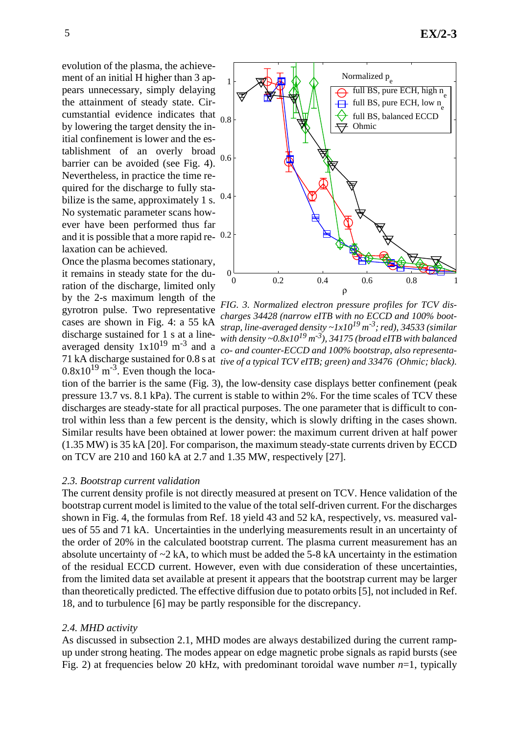evolution of the plasma, the achievement of an initial H higher than 3 appears unnecessary, simply delaying the attainment of steady state. Circumstantial evidence indicates that by lowering the target density the initial confinement is lower and the establishment of an overly broad barrier can be avoided (see Fig. 4). Nevertheless, in practice the time required for the discharge to fully stabilize is the same, approximately 1 s. No systematic parameter scans however have been performed thus far and it is possible that a more rapid relaxation can be achieved.

Once the plasma becomes stationary, it remains in steady state for the duration of the discharge, limited only by the 2-s maximum length of the gyrotron pulse. Two representative cases are shown in Fig. 4: a 55 kA discharge sustained for 1 s at a line-averaged density $1\times10^{19}$ m$^{-3}$ and a 71 kA discharge sustained for 0.8 s at $0.8\times10^{19}$ m$^{-3}$. Even though the location of the barrier is the same (Fig. 3), the low-density case displays better confinement (peak pressure 13.7 vs. 8.1 kPa). The current is stable to within 2%. For the time scales of TCV these discharges are steady-state for all practical purposes. The one parameter that is difficult to control within less than a few percent is the density, which is slowly drifting in the cases shown. Similar results have been obtained at lower power: the maximum current driven at half power (1.35 MW) is 35 kA [20]. For comparison, the maximum steady-state currents driven by ECCD on TCV are 210 and 160 kA at 2.7 and 1.35 MW, respectively [27].

*FIG. 3. Normalized electron pressure profiles for TCV discharges 34428 (narrow eITB with no ECCD and 100% bootstrap, line-averaged density ~$1\times10^{19}$ m$^{-3}$; red), 34533 (similar with density ~$0.8\times10^{19}$ m$^{-3}$), 34175 (broad eITB with balanced co- and counter-ECCD and 100% bootstrap, also representative of a typical TCV eITB; green) and 33476 (Ohmic; black).*

### 2.3. Bootstrap current validation

The current density profile is not directly measured at present on TCV. Hence validation of the bootstrap current model is limited to the value of the total self-driven current. For the discharges shown in Fig. 4, the formulas from Ref. 18 yield 43 and 52 kA, respectively, vs. measured values of 55 and 71 kA. Uncertainties in the underlying measurements result in an uncertainty of the order of 20% in the calculated bootstrap current. The plasma current measurement has an absolute uncertainty of ~2 kA, to which must be added the 5-8 kA uncertainty in the estimation of the residual ECCD current. However, even with due consideration of these uncertainties, from the limited data set available at present it appears that the bootstrap current may be larger than theoretically predicted. The effective diffusion due to potato orbits [5], not included in Ref. 18, and to turbulence [6] may be partly responsible for the discrepancy.

### 2.4. MHD activity

As discussed in subsection 2.1, MHD modes are always destabilized during the current ramp-up under strong heating. The modes appear on edge magnetic probe signals as rapid bursts (see Fig. 2) at frequencies below 20 kHz, with predominant toroidal wave number $n$=1, typically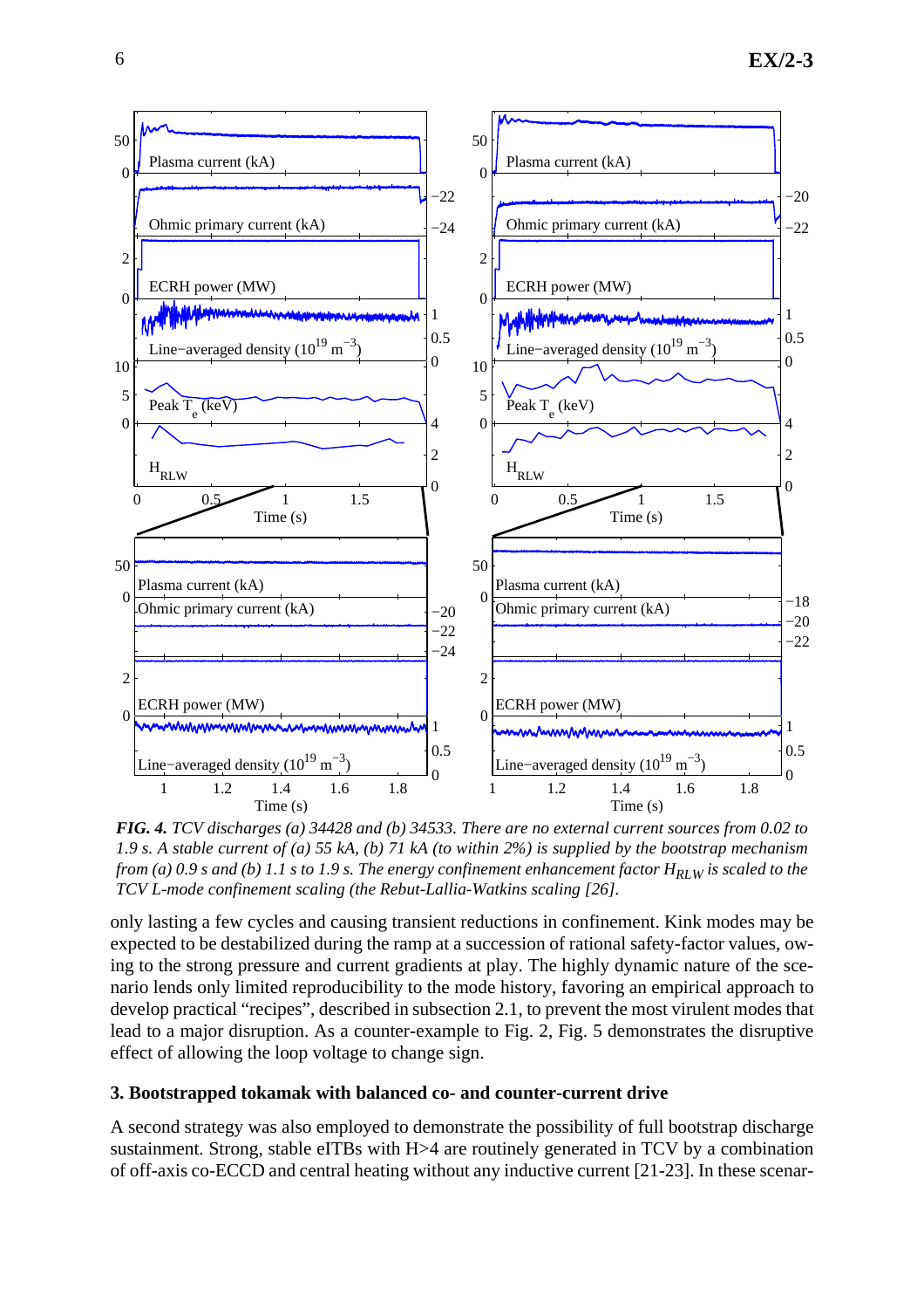*FIG. 4. TCV discharges (a) 34428 and (b) 34533. There are no external current sources from 0.02 to 1.9 s. A stable current of (a) 55 kA, (b) 71 kA (to within 2%) is supplied by the bootstrap mechanism from (a) 0.9 s and (b) 1.1 s to 1.9 s. The energy confinement enhancement factor $H_{RLW}$ is scaled to the TCV L-mode confinement scaling (the Rebut-Lallia-Watkins scaling [26].*

only lasting a few cycles and causing transient reductions in confinement. Kink modes may be expected to be destabilized during the ramp at a succession of rational safety-factor values, owing to the strong pressure and current gradients at play. The highly dynamic nature of the scenario lends only limited reproducibility to the mode history, favoring an empirical approach to develop practical “recipes”, described in subsection 2.1, to prevent the most virulent modes that lead to a major disruption. As a counter-example to Fig. 2, Fig. 5 demonstrates the disruptive effect of allowing the loop voltage to change sign.

### 3. Bootstrapped tokamak with balanced co- and counter-current drive

A second strategy was also employed to demonstrate the possibility of full bootstrap discharge sustainment. Strong, stable eITBs with H>4 are routinely generated in TCV by a combination of off-axis co-ECCD and central heating without any inductive current [21-23]. In these scenar-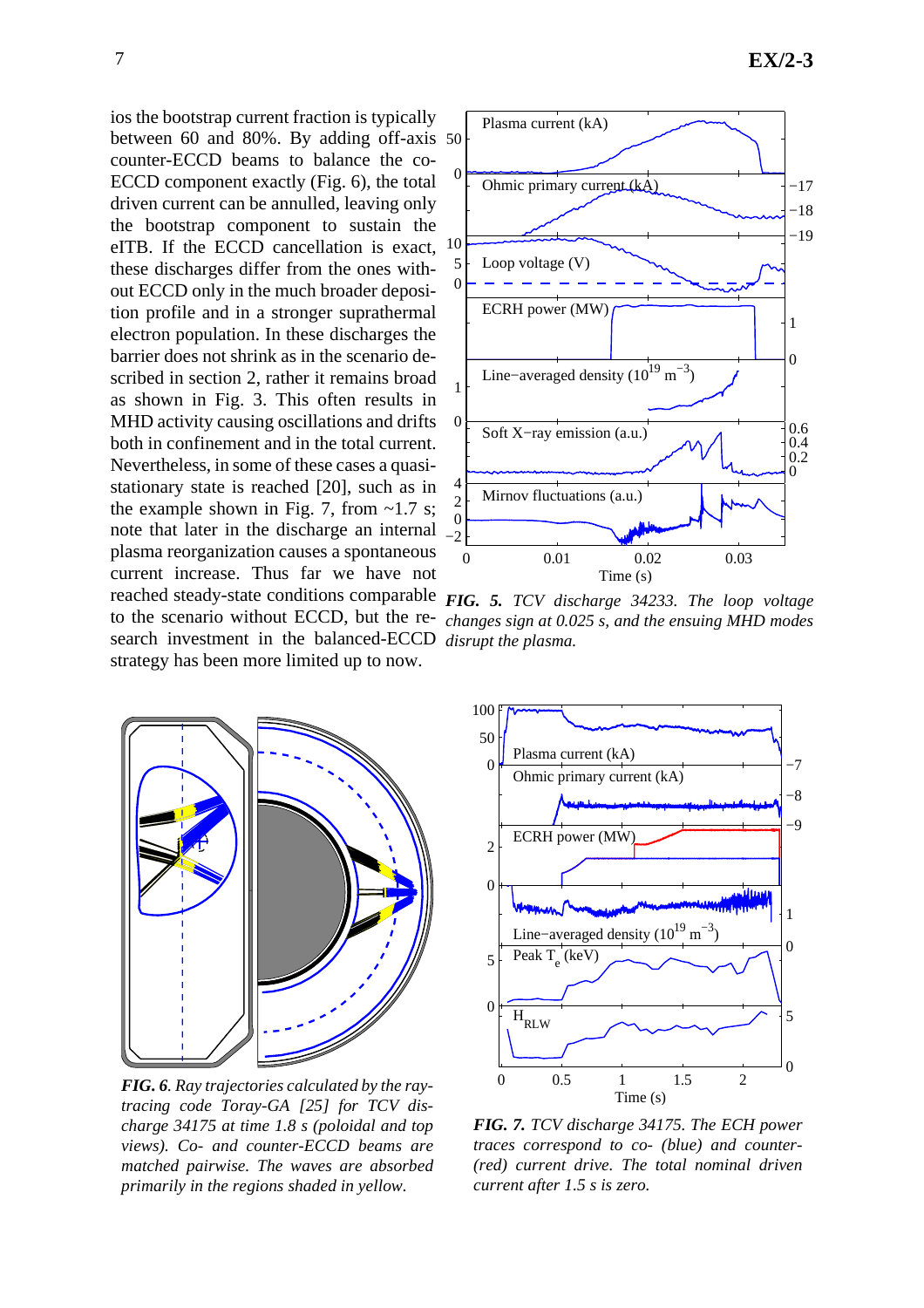ios the bootstrap current fraction is typically between 60 and 80%. By adding off-axis counter-ECCD beams to balance the co-ECCD component exactly (Fig. 6), the total driven current can be annulled, leaving only the bootstrap component to sustain the eITB. If the ECCD cancellation is exact, these discharges differ from the ones without ECCD only in the much broader deposition profile and in a stronger suprathermal electron population. In these discharges the barrier does not shrink as in the scenario described in section 2, rather it remains broad as shown in Fig. 3. This often results in MHD activity causing oscillations and drifts both in confinement and in the total current. Nevertheless, in some of these cases a quasi-stationary state is reached [20], such as in the example shown in Fig. 7, from ~1.7 s; note that later in the discharge an internal plasma reorganization causes a spontaneous current increase. Thus far we have not reached steady-state conditions comparable to the scenario without ECCD, but the research investment in the balanced-ECCD strategy has been more limited up to now.

***FIG. 5.*** *TCV discharge 34233. The loop voltage changes sign at 0.025 s, and the ensuing MHD modes disrupt the plasma.*

***FIG. 6.*** *Ray trajectories calculated by the ray-tracing code Toray-GA [25] for TCV discharge 34175 at time 1.8 s (poloidal and top views). Co- and counter-ECCD beams are matched pairwise. The waves are absorbed primarily in the regions shaded in yellow.*

***FIG. 7.*** *TCV discharge 34175. The ECH power traces correspond to co- (blue) and counter- (red) current drive. The total nominal driven current after 1.5 s is zero.*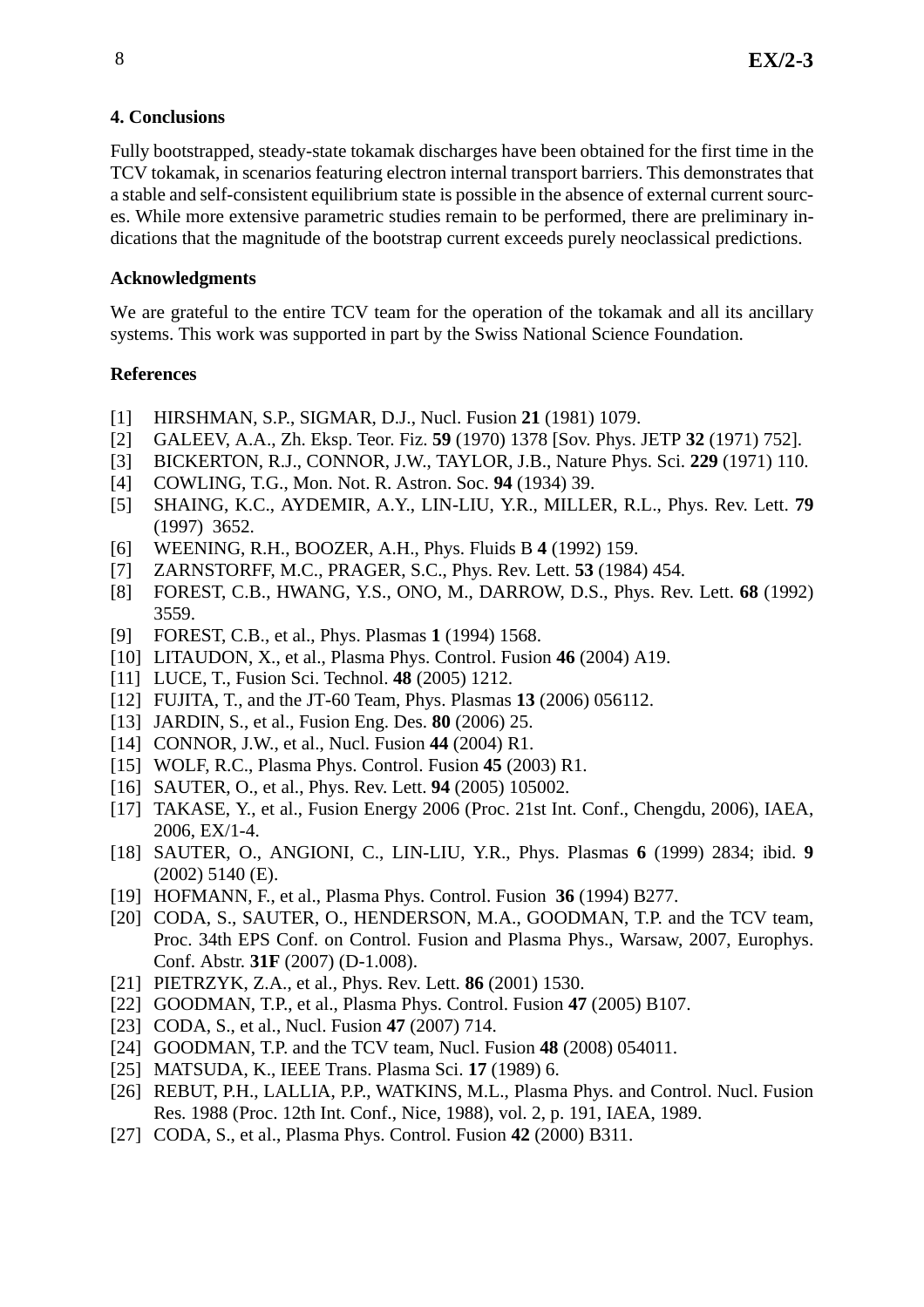## 4. Conclusions

Fully bootstrapped, steady-state tokamak discharges have been obtained for the first time in the TCV tokamak, in scenarios featuring electron internal transport barriers. This demonstrates that a stable and self-consistent equilibrium state is possible in the absence of external current sources. While more extensive parametric studies remain to be performed, there are preliminary indications that the magnitude of the bootstrap current exceeds purely neoclassical predictions.

## Acknowledgments

We are grateful to the entire TCV team for the operation of the tokamak and all its ancillary systems. This work was supported in part by the Swiss National Science Foundation.

## References

[1] HIRSHMAN, S.P., SIGMAR, D.J., Nucl. Fusion **21** (1981) 1079.
[2] GALEEV, A.A., Zh. Eksp. Teor. Fiz. **59** (1970) 1378 [Sov. Phys. JETP **32** (1971) 752].
[3] BICKERTON, R.J., CONNOR, J.W., TAYLOR, J.B., Nature Phys. Sci. **229** (1971) 110.
[4] COWLING, T.G., Mon. Not. R. Astron. Soc. **94** (1934) 39.
[5] SHAING, K.C., AYDEMIR, A.Y., LIN-LIU, Y.R., MILLER, R.L., Phys. Rev. Lett. **79** (1997) 3652.
[6] WEENING, R.H., BOOZER, A.H., Phys. Fluids B **4** (1992) 159.
[7] ZARNSTORFF, M.C., PRAGER, S.C., Phys. Rev. Lett. **53** (1984) 454.
[8] FOREST, C.B., HWANG, Y.S., ONO, M., DARROW, D.S., Phys. Rev. Lett. **68** (1992) 3559.
[9] FOREST, C.B., et al., Phys. Plasmas **1** (1994) 1568.
[10] LITAUDON, X., et al., Plasma Phys. Control. Fusion **46** (2004) A19.
[11] LUCE, T., Fusion Sci. Technol. **48** (2005) 1212.
[12] FUJITA, T., and the JT-60 Team, Phys. Plasmas **13** (2006) 056112.
[13] JARDIN, S., et al., Fusion Eng. Des. **80** (2006) 25.
[14] CONNOR, J.W., et al., Nucl. Fusion **44** (2004) R1.
[15] WOLF, R.C., Plasma Phys. Control. Fusion **45** (2003) R1.
[16] SAUTER, O., et al., Phys. Rev. Lett. **94** (2005) 105002.
[17] TAKASE, Y., et al., Fusion Energy 2006 (Proc. 21st Int. Conf., Chengdu, 2006), IAEA, 2006, EX/1-4.
[18] SAUTER, O., ANGIONI, C., LIN-LIU, Y.R., Phys. Plasmas **6** (1999) 2834; ibid. **9** (2002) 5140 (E).
[19] HOFMANN, F., et al., Plasma Phys. Control. Fusion **36** (1994) B277.
[20] CODA, S., SAUTER, O., HENDERSON, M.A., GOODMAN, T.P. and the TCV team, Proc. 34th EPS Conf. on Control. Fusion and Plasma Phys., Warsaw, 2007, Europhys. Conf. Abstr. **31F** (2007) (D-1.008).
[21] PIETRZYK, Z.A., et al., Phys. Rev. Lett. **86** (2001) 1530.
[22] GOODMAN, T.P., et al., Plasma Phys. Control. Fusion **47** (2005) B107.
[23] CODA, S., et al., Nucl. Fusion **47** (2007) 714.
[24] GOODMAN, T.P. and the TCV team, Nucl. Fusion **48** (2008) 054011.
[25] MATSUDA, K., IEEE Trans. Plasma Sci. **17** (1989) 6.
[26] REBUT, P.H., LALLIA, P.P., WATKINS, M.L., Plasma Phys. and Control. Nucl. Fusion Res. 1988 (Proc. 12th Int. Conf., Nice, 1988), vol. 2, p. 191, IAEA, 1989.
[27] CODA, S., et al., Plasma Phys. Control. Fusion **42** (2000) B311.